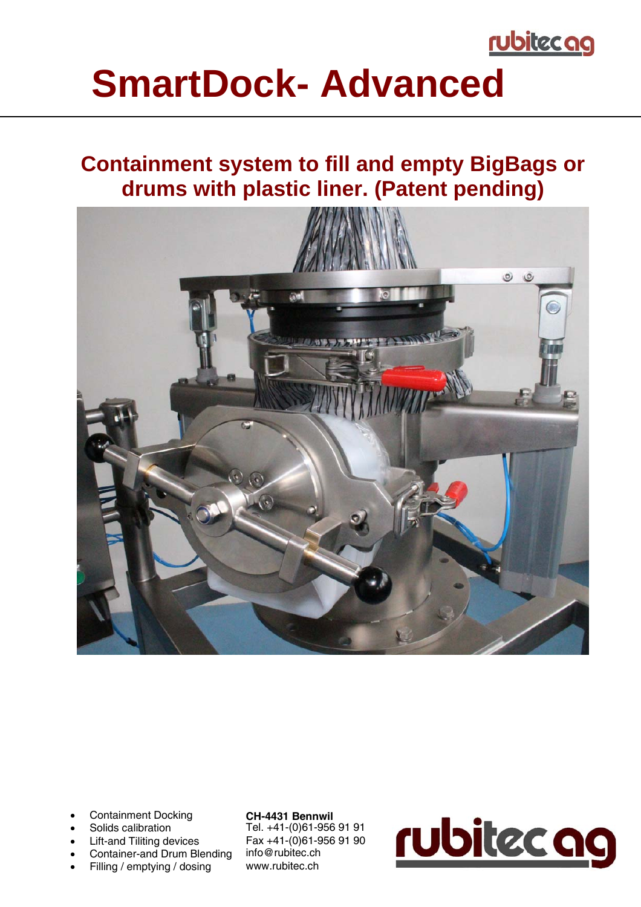# SmartDock- Advanced

## Containment system to fill and empty BigBags or drums with plastic liner. (Patent pending)

- Containment Docking
- Solids calibration
- Lift-and Tiliting devices
- Container-and Drum Blending
- Filling / emptying / dosing

**CH-4431 Bennwil**
Tel. +41-(0)61-956 91 91
Fax +41-(0)61-956 91 90
info@rubitec.ch
www.rubitec.ch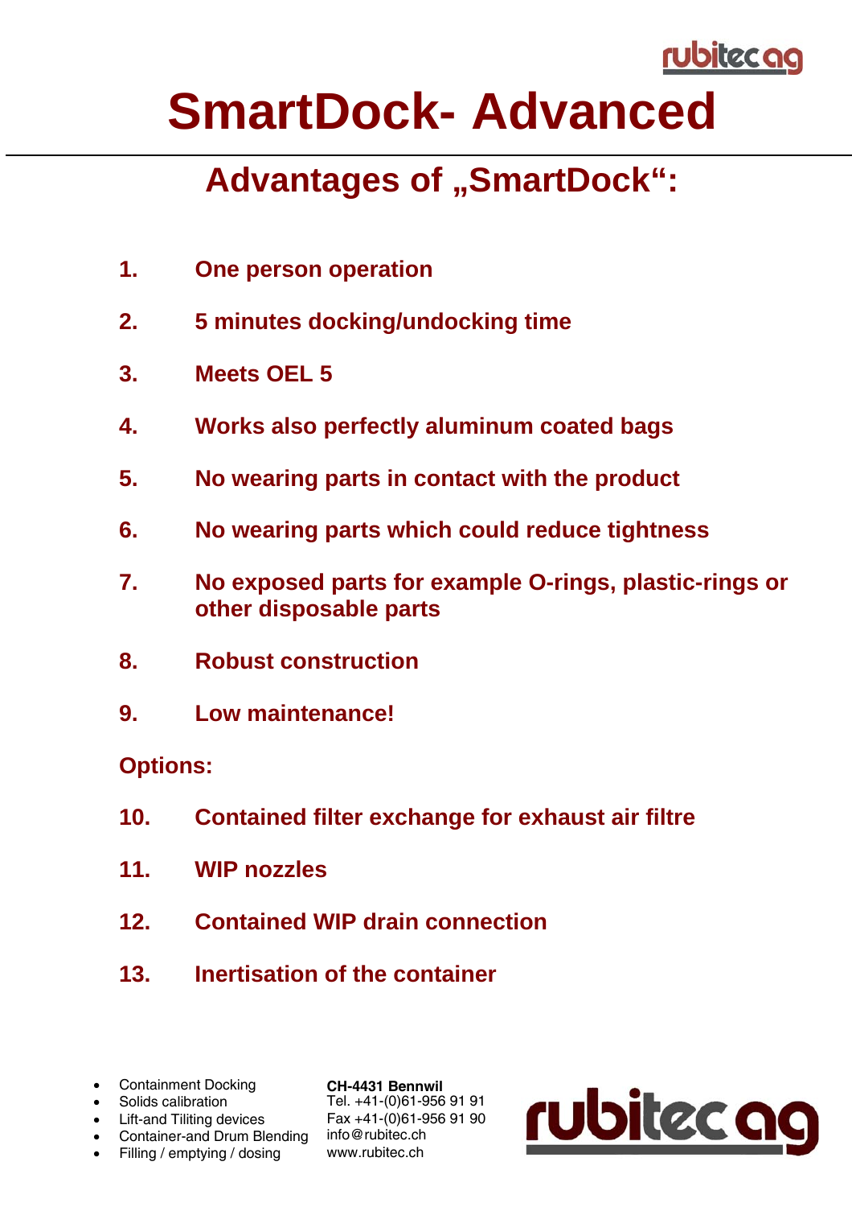# SmartDock- Advanced

## Advantages of „SmartDock“:

1. **One person operation**
2. **5 minutes docking/undocking time**
3. **Meets OEL 5**
4. **Works also perfectly aluminum coated bags**
5. **No wearing parts in contact with the product**
6. **No wearing parts which could reduce tightness**
7. **No exposed parts for example O-rings, plastic-rings or other disposable parts**
8. **Robust construction**
9. **Low maintenance!**

**Options:**

10. **Contained filter exchange for exhaust air filtre**
11. **WIP nozzles**
12. **Contained WIP drain connection**
13. **Inertisation of the container**

- Containment Docking
- Solids calibration
- Lift-and Tiliting devices
- Container-and Drum Blending
- Filling / emptying / dosing

**CH-4431 Bennwil**
Tel. +41-(0)61-956 91 91
Fax +41-(0)61-956 91 90
info@rubitec.ch
www.rubitec.ch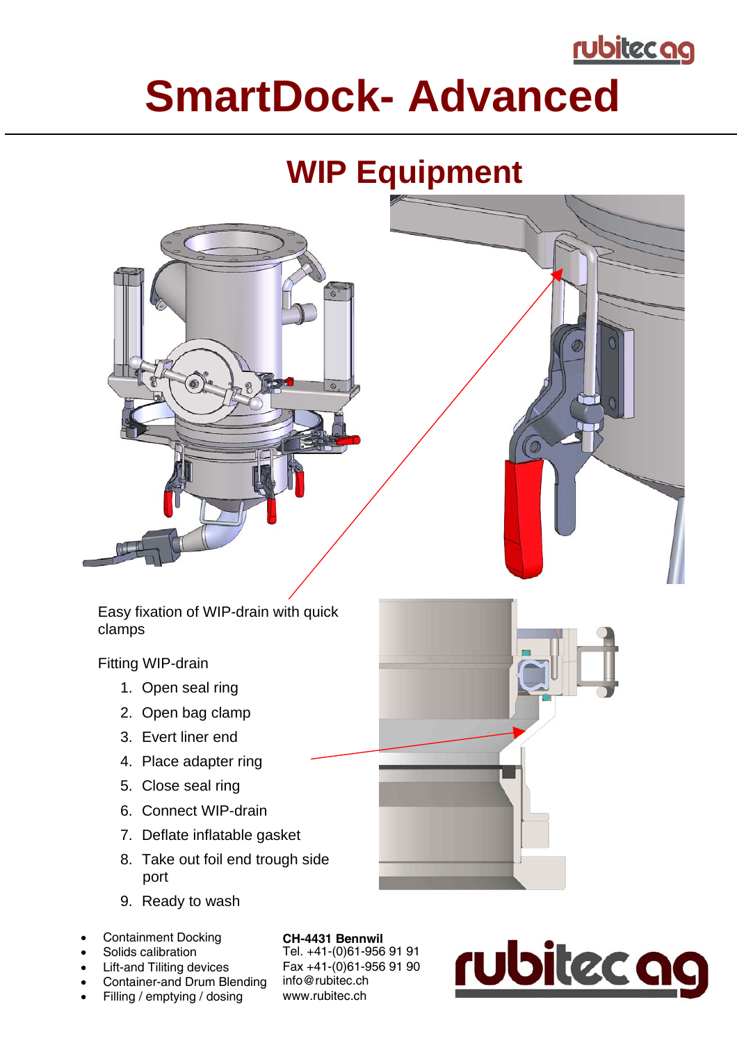# SmartDock- Advanced

## WIP Equipment

Easy fixation of WIP-drain with quick clamps

Fitting WIP-drain

1. Open seal ring
2. Open bag clamp
3. Evert liner end
4. Place adapter ring
5. Close seal ring
6. Connect WIP-drain
7. Deflate inflatable gasket
8. Take out foil end trough side port
9. Ready to wash

- Containment Docking
- Solids calibration
- Lift-and Tiliting devices
- Container-and Drum Blending
- Filling / emptying / dosing

**CH-4431 Bennwil**
Tel. +41-(0)61-956 91 91
Fax +41-(0)61-956 91 90
info@rubitec.ch
www.rubitec.ch

rubitec ag